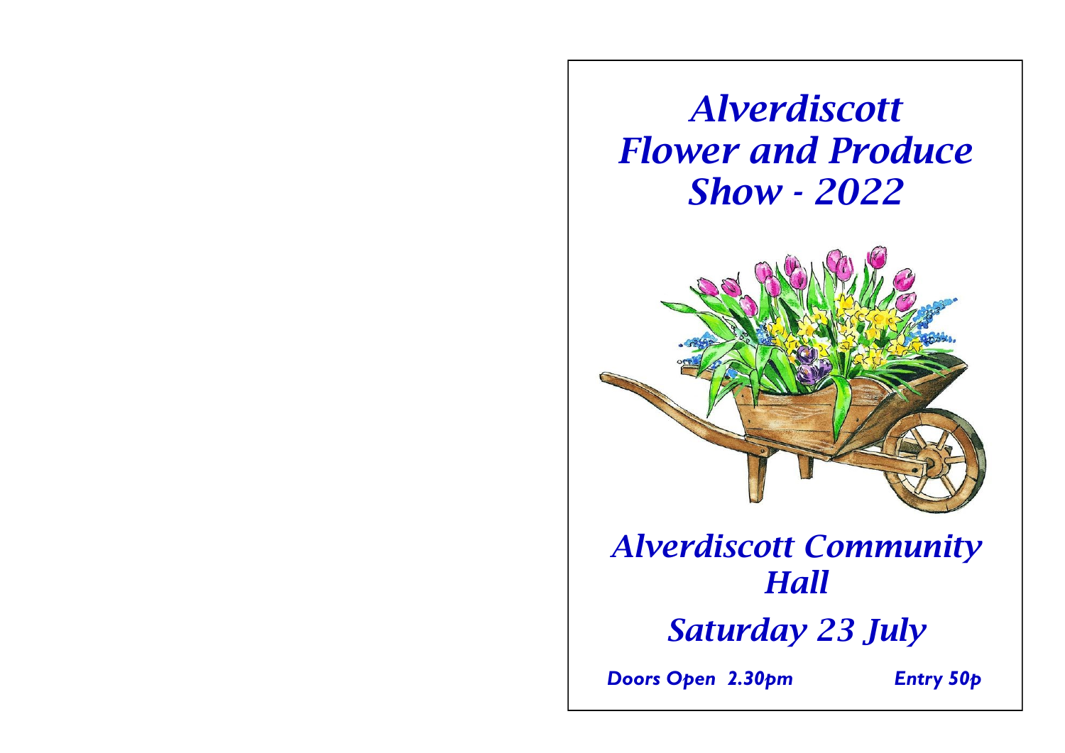# *Alverdiscott Flower and Produce Show - 2022*

## *Alverdiscott Community Hall*

## *Saturday 23 July*

***Doors Open 2.30pm*** ***Entry 50p***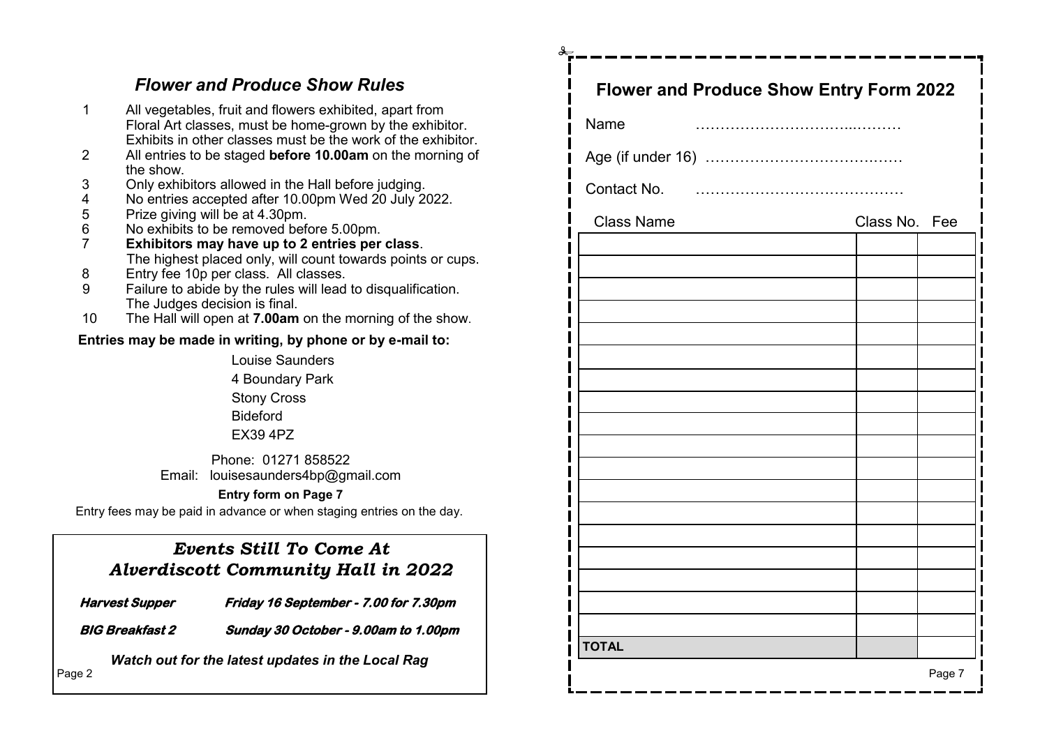## *Flower and Produce Show Rules*

1. All vegetables, fruit and flowers exhibited, apart from Floral Art classes, must be home-grown by the exhibitor. Exhibits in other classes must be the work of the exhibitor.
2. All entries to be staged **before 10.00am** on the morning of the show.
3. Only exhibitors allowed in the Hall before judging.
4. No entries accepted after 10.00pm Wed 20 July 2022.
5. Prize giving will be at 4.30pm.
6. No exhibits to be removed before 5.00pm.
7. **Exhibitors may have up to 2 entries per class**. The highest placed only, will count towards points or cups.
8. Entry fee 10p per class. All classes.
9. Failure to abide by the rules will lead to disqualification. The Judges decision is final.
10. The Hall will open at **7.00am** on the morning of the show.

**Entries may be made in writing, by phone or by e-mail to:**

Louise Saunders
4 Boundary Park
Stony Cross
Bideford
EX39 4PZ

Phone: 01271 858522
Email: louisesaunders4bp@gmail.com

**Entry form on Page 7**

Entry fees may be paid in advance or when staging entries on the day.

### *Events Still To Come At Alverdiscott Community Hall in 2022*

***Harvest Supper*** — ***Friday 16 September - 7.00 for 7.30pm***

***BIG Breakfast 2*** — ***Sunday 30 October - 9.00am to 1.00pm***

***Watch out for the latest updates in the Local Rag***

## Flower and Produce Show Entry Form 2022

Name ……………………………..………

Age (if under 16) ………………………………….…

Contact No. ……………………………………

| Class Name | Class No. | Fee |
|---|---|---|
| | | |
| | | |
| | | |
| | | |
| | | |
| | | |
| | | |
| | | |
| | | |
| | | |
| | | |
| | | |
| | | |
| | | |
| | | |
| | | |
| | | |
| | | |
| **TOTAL** | | |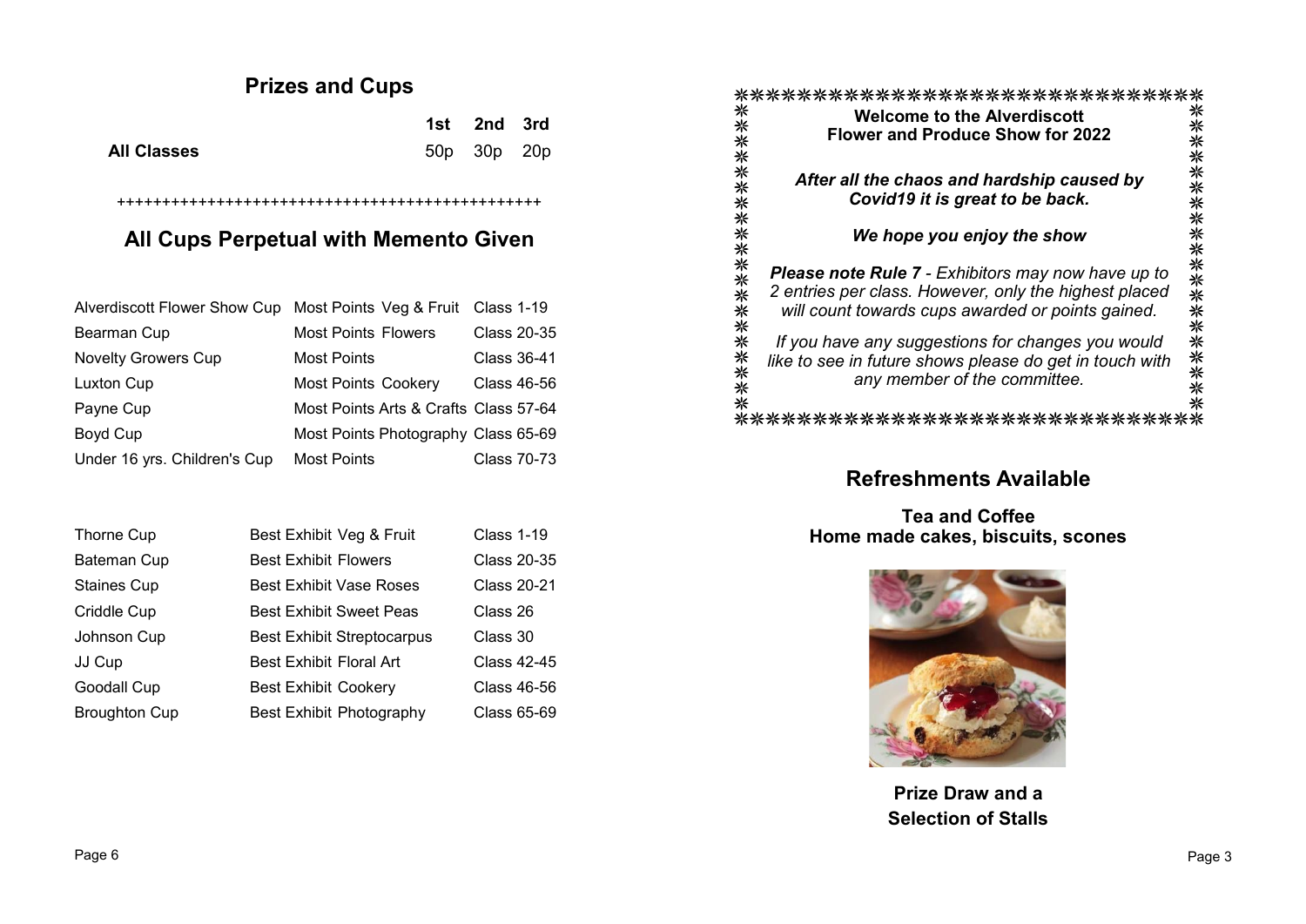## Prizes and Cups

| | 1st | 2nd | 3rd |
|---|---|---|---|
| **All Classes** | 50p | 30p | 20p |

++++++++++++++++++++++++++++++++++++++++++++++++

## All Cups Perpetual with Memento Given

| | | |
|---|---|---|
| Alverdiscott Flower Show Cup | Most Points Veg & Fruit | Class 1-19 |
| Bearman Cup | Most Points Flowers | Class 20-35 |
| Novelty Growers Cup | Most Points | Class 36-41 |
| Luxton Cup | Most Points Cookery | Class 46-56 |
| Payne Cup | Most Points Arts & Crafts | Class 57-64 |
| Boyd Cup | Most Points Photography | Class 65-69 |
| Under 16 yrs. Children's Cup | Most Points | Class 70-73 |

| | | |
|---|---|---|
| Thorne Cup | Best Exhibit Veg & Fruit | Class 1-19 |
| Bateman Cup | Best Exhibit Flowers | Class 20-35 |
| Staines Cup | Best Exhibit Vase Roses | Class 20-21 |
| Criddle Cup | Best Exhibit Sweet Peas | Class 26 |
| Johnson Cup | Best Exhibit Streptocarpus | Class 30 |
| JJ Cup | Best Exhibit Floral Art | Class 42-45 |
| Goodall Cup | Best Exhibit Cookery | Class 46-56 |
| Broughton Cup | Best Exhibit Photography | Class 65-69 |

**Welcome to the Alverdiscott Flower and Produce Show for 2022**

***After all the chaos and hardship caused by Covid19 it is great to be back.***

***We hope you enjoy the show***

***Please note Rule 7*** *- Exhibitors may now have up to 2 entries per class. However, only the highest placed will count towards cups awarded or points gained.*

*If you have any suggestions for changes you would like to see in future shows please do get in touch with any member of the committee.*

## Refreshments Available

**Tea and Coffee**
**Home made cakes, biscuits, scones**

**Prize Draw and a Selection of Stalls**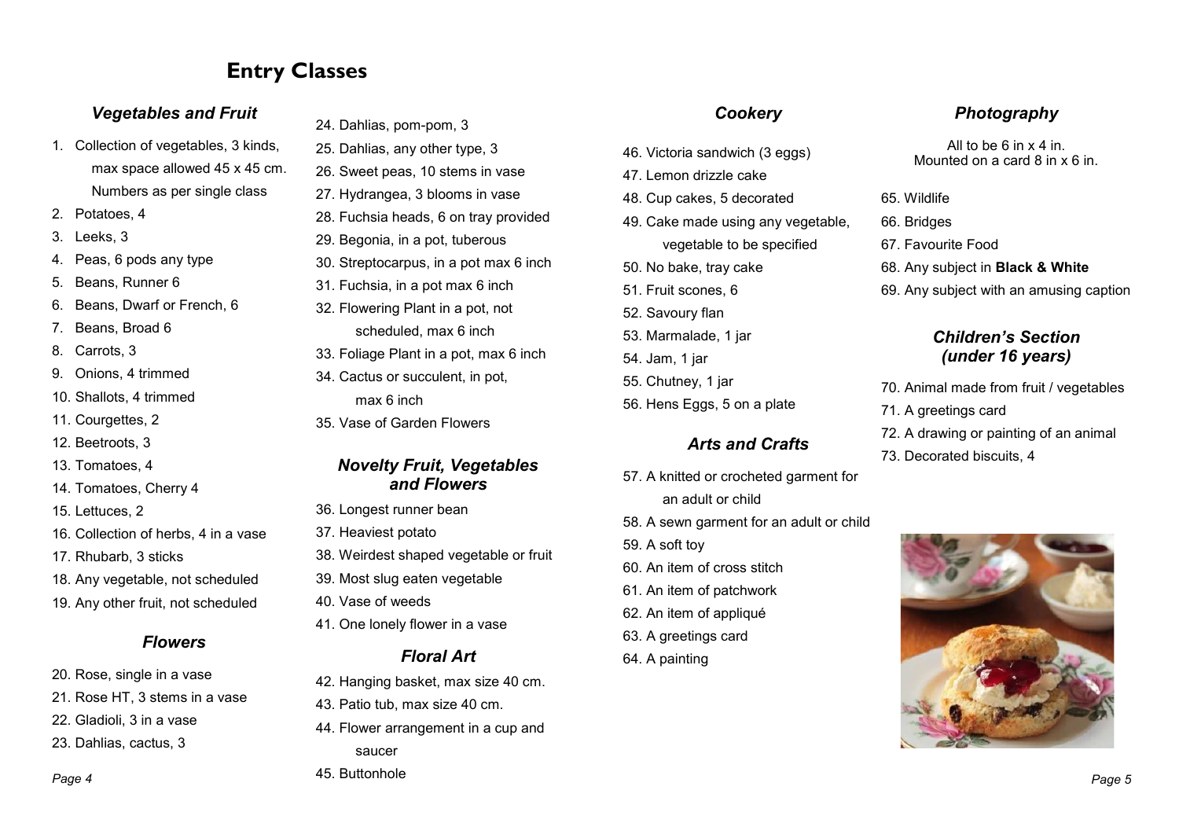# Entry Classes

### *Vegetables and Fruit*

1. Collection of vegetables, 3 kinds, max space allowed 45 x 45 cm. Numbers as per single class
2. Potatoes, 4
3. Leeks, 3
4. Peas, 6 pods any type
5. Beans, Runner 6
6. Beans, Dwarf or French, 6
7. Beans, Broad 6
8. Carrots, 3
9. Onions, 4 trimmed
10. Shallots, 4 trimmed
11. Courgettes, 2
12. Beetroots, 3
13. Tomatoes, 4
14. Tomatoes, Cherry 4
15. Lettuces, 2
16. Collection of herbs, 4 in a vase
17. Rhubarb, 3 sticks
18. Any vegetable, not scheduled
19. Any other fruit, not scheduled

### *Flowers*

20. Rose, single in a vase
21. Rose HT, 3 stems in a vase
22. Gladioli, 3 in a vase
23. Dahlias, cactus, 3
24. Dahlias, pom-pom, 3
25. Dahlias, any other type, 3
26. Sweet peas, 10 stems in vase
27. Hydrangea, 3 blooms in vase
28. Fuchsia heads, 6 on tray provided
29. Begonia, in a pot, tuberous
30. Streptocarpus, in a pot max 6 inch
31. Fuchsia, in a pot max 6 inch
32. Flowering Plant in a pot, not scheduled, max 6 inch
33. Foliage Plant in a pot, max 6 inch
34. Cactus or succulent, in pot, max 6 inch
35. Vase of Garden Flowers

### *Novelty Fruit, Vegetables and Flowers*

36. Longest runner bean
37. Heaviest potato
38. Weirdest shaped vegetable or fruit
39. Most slug eaten vegetable
40. Vase of weeds
41. One lonely flower in a vase

### *Floral Art*

42. Hanging basket, max size 40 cm.
43. Patio tub, max size 40 cm.
44. Flower arrangement in a cup and saucer
45. Buttonhole

### *Cookery*

46. Victoria sandwich (3 eggs)
47. Lemon drizzle cake
48. Cup cakes, 5 decorated
49. Cake made using any vegetable, vegetable to be specified
50. No bake, tray cake
51. Fruit scones, 6
52. Savoury flan
53. Marmalade, 1 jar
54. Jam, 1 jar
55. Chutney, 1 jar
56. Hens Eggs, 5 on a plate

### *Arts and Crafts*

57. A knitted or crocheted garment for an adult or child
58. A sewn garment for an adult or child
59. A soft toy
60. An item of cross stitch
61. An item of patchwork
62. An item of appliqué
63. A greetings card
64. A painting

### *Photography*

All to be 6 in x 4 in.
Mounted on a card 8 in x 6 in.

65. Wildlife
66. Bridges
67. Favourite Food
68. Any subject in **Black & White**
69. Any subject with an amusing caption

### *Children's Section (under 16 years)*

70. Animal made from fruit / vegetables
71. A greetings card
72. A drawing or painting of an animal
73. Decorated biscuits, 4